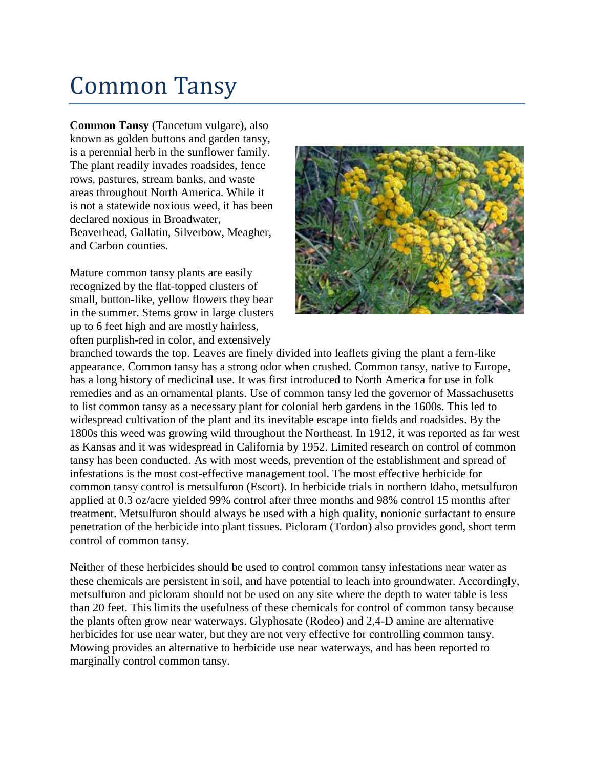# Common Tansy

**Common Tansy** (Tancetum vulgare), also known as golden buttons and garden tansy, is a perennial herb in the sunflower family. The plant readily invades roadsides, fence rows, pastures, stream banks, and waste areas throughout North America. While it is not a statewide noxious weed, it has been declared noxious in Broadwater, Beaverhead, Gallatin, Silverbow, Meagher, and Carbon counties.

Mature common tansy plants are easily recognized by the flat-topped clusters of small, button-like, yellow flowers they bear in the summer. Stems grow in large clusters up to 6 feet high and are mostly hairless, often purplish-red in color, and extensively branched towards the top. Leaves are finely divided into leaflets giving the plant a fern-like appearance. Common tansy has a strong odor when crushed. Common tansy, native to Europe, has a long history of medicinal use. It was first introduced to North America for use in folk remedies and as an ornamental plants. Use of common tansy led the governor of Massachusetts to list common tansy as a necessary plant for colonial herb gardens in the 1600s. This led to widespread cultivation of the plant and its inevitable escape into fields and roadsides. By the 1800s this weed was growing wild throughout the Northeast. In 1912, it was reported as far west as Kansas and it was widespread in California by 1952. Limited research on control of common tansy has been conducted. As with most weeds, prevention of the establishment and spread of infestations is the most cost-effective management tool. The most effective herbicide for common tansy control is metsulfuron (Escort). In herbicide trials in northern Idaho, metsulfuron applied at 0.3 oz/acre yielded 99% control after three months and 98% control 15 months after treatment. Metsulfuron should always be used with a high quality, nonionic surfactant to ensure penetration of the herbicide into plant tissues. Picloram (Tordon) also provides good, short term control of common tansy.

Neither of these herbicides should be used to control common tansy infestations near water as these chemicals are persistent in soil, and have potential to leach into groundwater. Accordingly, metsulfuron and picloram should not be used on any site where the depth to water table is less than 20 feet. This limits the usefulness of these chemicals for control of common tansy because the plants often grow near waterways. Glyphosate (Rodeo) and 2,4-D amine are alternative herbicides for use near water, but they are not very effective for controlling common tansy. Mowing provides an alternative to herbicide use near waterways, and has been reported to marginally control common tansy.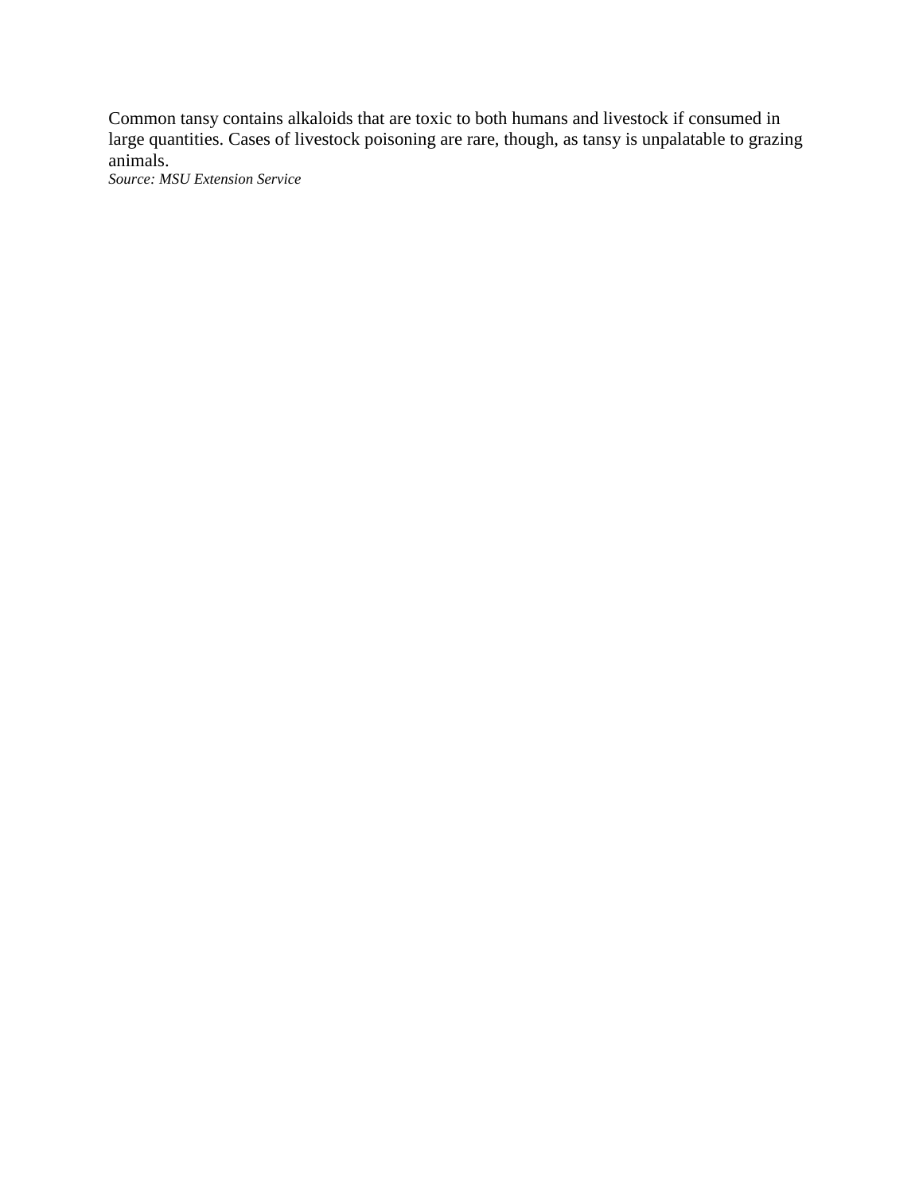Common tansy contains alkaloids that are toxic to both humans and livestock if consumed in large quantities. Cases of livestock poisoning are rare, though, as tansy is unpalatable to grazing animals.

*Source: MSU Extension Service*